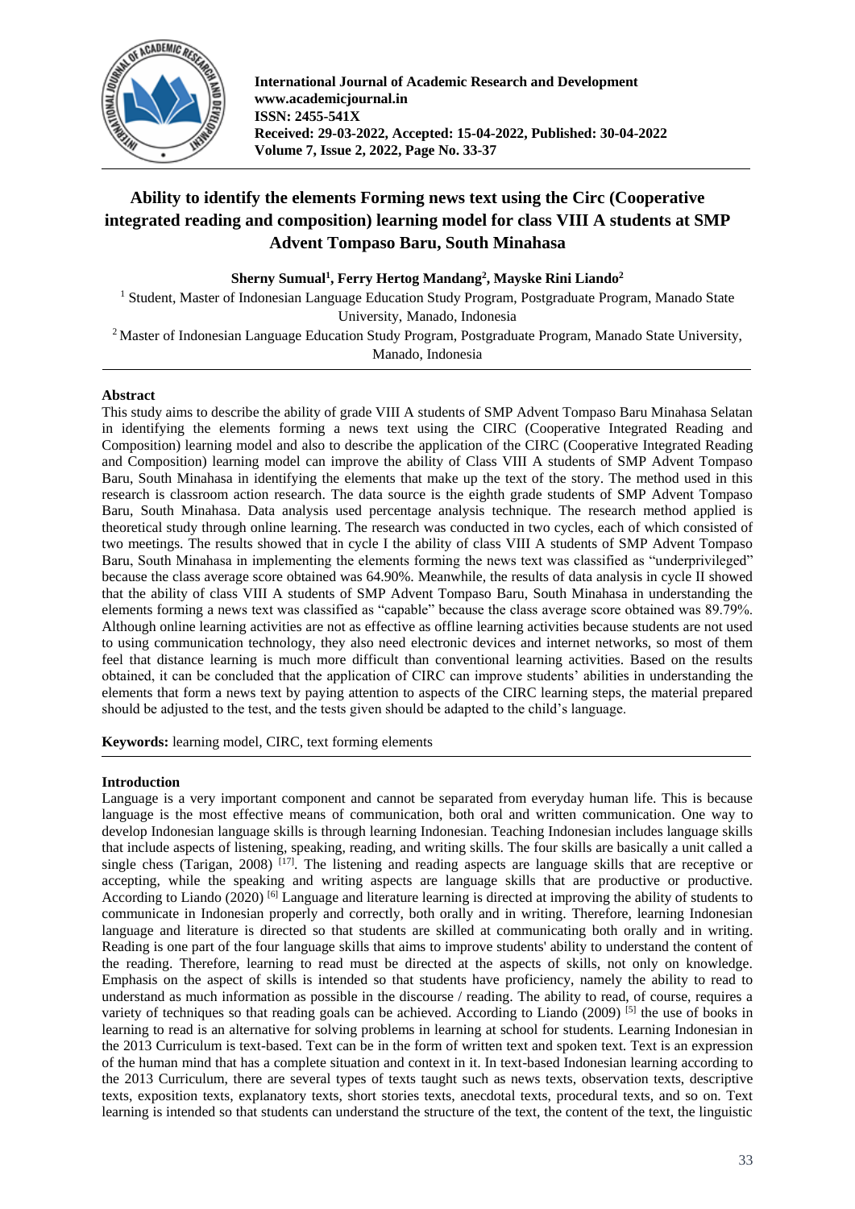# Ability to identify the elements Forming news text using the Circ (Cooperative integrated reading and composition) learning model for class VIII A students at SMP Advent Tompaso Baru, South Minahasa

**Sherny Sumual[1], Ferry Hertog Mandang[2], Mayske Rini Liando[2]**

[1] Student, Master of Indonesian Language Education Study Program, Postgraduate Program, Manado State University, Manado, Indonesia

[2] Master of Indonesian Language Education Study Program, Postgraduate Program, Manado State University, Manado, Indonesia

## Abstract

This study aims to describe the ability of grade VIII A students of SMP Advent Tompaso Baru Minahasa Selatan in identifying the elements forming a news text using the CIRC (Cooperative Integrated Reading and Composition) learning model and also to describe the application of the CIRC (Cooperative Integrated Reading and Composition) learning model can improve the ability of Class VIII A students of SMP Advent Tompaso Baru, South Minahasa in identifying the elements that make up the text of the story. The method used in this research is classroom action research. The data source is the eighth grade students of SMP Advent Tompaso Baru, South Minahasa. Data analysis used percentage analysis technique. The research method applied is theoretical study through online learning. The research was conducted in two cycles, each of which consisted of two meetings. The results showed that in cycle I the ability of class VIII A students of SMP Advent Tompaso Baru, South Minahasa in implementing the elements forming the news text was classified as "underprivileged" because the class average score obtained was 64.90%. Meanwhile, the results of data analysis in cycle II showed that the ability of class VIII A students of SMP Advent Tompaso Baru, South Minahasa in identifying the elements forming a news text was classified as "capable" because the class average score obtained was 89.79%. Although online learning activities are not as effective as offline learning activities because students are not used to using communication technology, they also need electronic devices and internet networks, so most of them feel that distance learning is much more difficult than conventional learning activities. Based on the results obtained, it can be concluded that the application of CIRC can improve students' abilities in understanding the elements that form a news text by paying attention to aspects of the CIRC learning steps, the material prepared should be adjusted to the test, and the tests given should be adapted to the child's language.

**Keywords:** learning model, CIRC, text forming elements

## Introduction

Language is a very important component and cannot be separated from everyday human life. This is because language is the most effective means of communication, both oral and written communication. One way to develop Indonesian language skills is through learning Indonesian. Teaching Indonesian includes language skills that include aspects of listening, speaking, reading, and writing skills. The four skills are basically a unit called a single chess (Tarigan, 2008) [17]. The listening and reading aspects are language skills that are receptive or accepting, while the speaking and writing aspects are language skills that are productive or productive. According to Liando (2020) [6] Language and literature learning is directed at improving the ability of students to communicate in Indonesian properly and correctly, both orally and in writing. Therefore, learning Indonesian language and literature is directed so that students are skilled at communicating both orally and in writing. Reading is one part of the four language skills that aims to improve students' ability to understand the content of the reading. Therefore, learning to read must be directed at the aspects of skills, not only on knowledge. Emphasis on the aspect of skills is intended so that students have proficiency, namely the ability to read to understand as much information as possible in the discourse / reading. The ability to read, of course, requires a variety of techniques so that reading goals can be achieved. According to Liando (2009) [5] the use of books in learning to read is an alternative for solving problems in learning at school for students. Learning Indonesian in the 2013 Curriculum is text-based. Text can be in the form of written text and spoken text. Text is an expression of the human mind that has a complete situation and context in it. In text-based Indonesian learning according to the 2013 Curriculum, there are several types of texts taught such as news texts, observation texts, descriptive texts, exposition texts, explanatory texts, short stories texts, anecdotal texts, procedural texts, and so on. Text learning is intended so that students can understand the structure of the text, the content of the text, the linguistic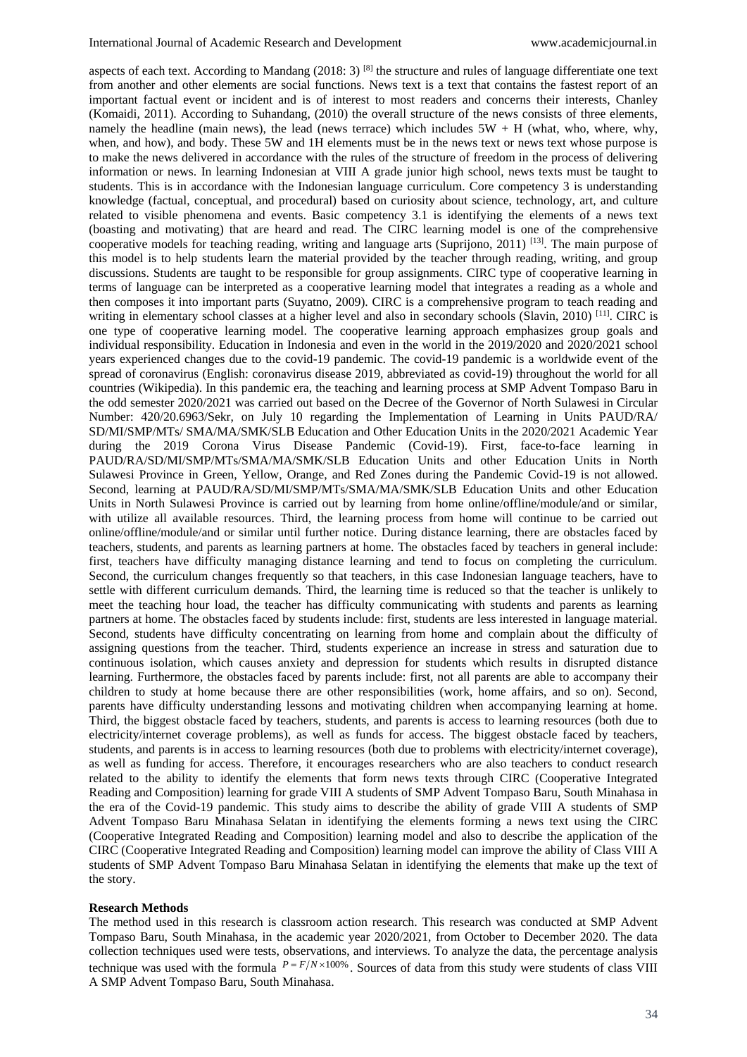aspects of each text. According to Mandang (2018: 3) [8] the structure and rules of language differentiate one text from another and other elements are social functions. News text is a text that contains the fastest report of an important factual event or incident and is of interest to most readers and concerns their interests, Chanley (Komaidi, 2011). According to Suhandang, (2010) the overall structure of the news consists of three elements, namely the headline (main news), the lead (news terrace) which includes 5W + H (what, who, where, why, when, and how), and body. These 5W and 1H elements must be in the news text or news text whose purpose is to make the news delivered in accordance with the rules of the structure of freedom in the process of delivering information or news. In learning Indonesian at VIII A grade junior high school, news texts must be taught to students. This is in accordance with the Indonesian language curriculum. Core competency 3 is understanding knowledge (factual, conceptual, and procedural) based on curiosity about science, technology, art, and culture related to visible phenomena and events. Basic competency 3.1 is identifying the elements of a news text (boasting and motivating) that are heard and read. The CIRC learning model is one of the comprehensive cooperative models for teaching reading, writing and language arts (Suprijono, 2011) [13]. The main purpose of this model is to help students learn the material provided by the teacher through reading, writing, and group discussions. Students are taught to be responsible for group assignments. CIRC type of cooperative learning in terms of language can be interpreted as a cooperative learning model that integrates a reading as a whole and then composes it into important parts (Suyatno, 2009). CIRC is a comprehensive program to teach reading and writing in elementary school classes at a higher level and also in secondary schools (Slavin, 2010) [11]. CIRC is one type of cooperative learning model. The cooperative learning approach emphasizes group goals and individual responsibility. Education in Indonesia and even in the world in the 2019/2020 and 2020/2021 school years experienced changes due to the covid-19 pandemic. The covid-19 pandemic is a worldwide event of the spread of coronavirus (English: coronavirus disease 2019, abbreviated as covid-19) throughout the world for all countries (Wikipedia). In this pandemic era, the teaching and learning process at SMP Advent Tompaso Baru in the odd semester 2020/2021 was carried out based on the Decree of the Governor of North Sulawesi in Circular Number: 420/20.6963/Sekr, on July 10 regarding the Implementation of Learning in Units PAUD/RA/ SD/MI/SMP/MTs/ SMA/MA/SMK/SLB Education and Other Education Units in the 2020/2021 Academic Year during the 2019 Corona Virus Disease Pandemic (Covid-19). First, face-to-face learning in PAUD/RA/SD/MI/SMP/MTs/SMA/MA/SMK/SLB Education Units and other Education Units in North Sulawesi Province in Green, Yellow, Orange, and Red Zones during the Pandemic Covid-19 is not allowed. Second, learning at PAUD/RA/SD/MI/SMP/MTs/SMA/MA/SMK/SLB Education Units and other Education Units in North Sulawesi Province is carried out by learning from home online/offline/module/and or similar, with utilize all available resources. Third, the learning process from home will continue to be carried out online/offline/module/and or similar until further notice. During distance learning, there are obstacles faced by teachers, students, and parents as learning partners at home. The obstacles faced by teachers in general include: first, teachers have difficulty managing distance learning and tend to focus on completing the curriculum. Second, the curriculum changes frequently so that teachers, in this case Indonesian language teachers, have to settle with different curriculum demands. Third, the learning time is reduced so that the teacher is unlikely to meet the teaching hour load, the teacher has difficulty communicating with students and parents as learning partners at home. The obstacles faced by students include: first, students are less interested in language material. Second, students have difficulty concentrating on learning from home and complain about the difficulty of assigning questions from the teacher. Third, students experience an increase in stress and saturation due to continuous isolation, which causes anxiety and depression for students which results in disrupted distance learning. Furthermore, the obstacles faced by parents include: first, not all parents are able to accompany their children to study at home because there are other responsibilities (work, home affairs, and so on). Second, parents have difficulty understanding lessons and motivating children when accompanying learning at home. Third, the biggest obstacle faced by teachers, students, and parents is access to learning resources (both due to electricity/internet coverage problems), as well as funds for access. The biggest obstacle faced by teachers, students, and parents is in access to learning resources (both due to problems with electricity/internet coverage), as well as funding for access. Therefore, it encourages researchers who are also teachers to conduct research related to the ability to identify the elements that form news texts through CIRC (Cooperative Integrated Reading and Composition) learning for grade VIII A students of SMP Advent Tompaso Baru, South Minahasa in the era of the Covid-19 pandemic. This study aims to describe the ability of grade VIII A students of SMP Advent Tompaso Baru Minahasa Selatan in identifying the elements forming a news text using the CIRC (Cooperative Integrated Reading and Composition) learning model and also to describe the application of the CIRC (Cooperative Integrated Reading and Composition) learning model can improve the ability of Class VIII A students of SMP Advent Tompaso Baru Minahasa Selatan in identifying the elements that make up the text of the story.

**Research Methods**

The method used in this research is classroom action research. This research was conducted at SMP Advent Tompaso Baru, South Minahasa, in the academic year 2020/2021, from October to December 2020. The data collection techniques used were tests, observations, and interviews. To analyze the data, the percentage analysis technique was used with the formula $P = F/N \times 100\%$. Sources of data from this study were students of class VIII A SMP Advent Tompaso Baru, South Minahasa.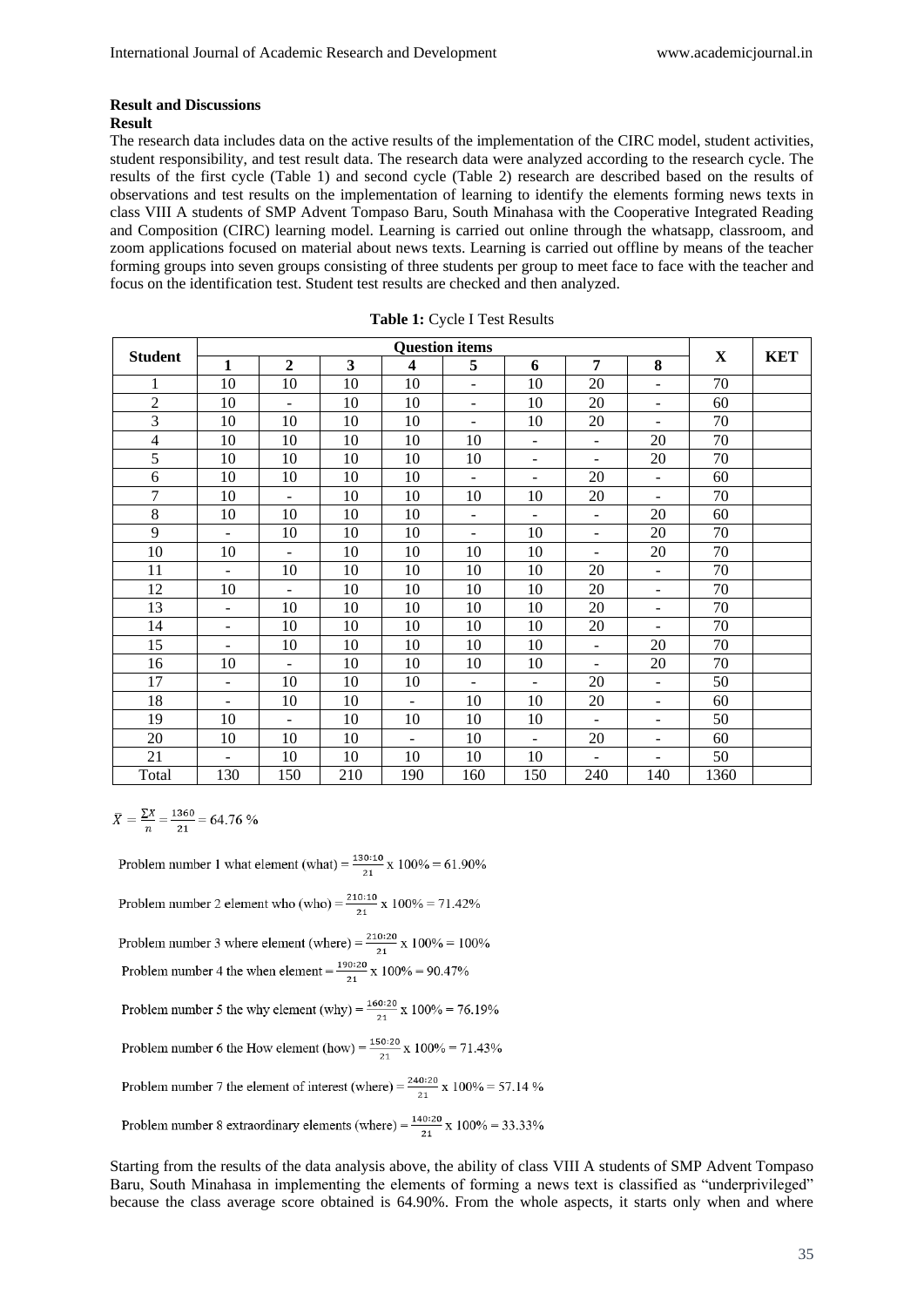## Result and Discussions

### Result

The research data includes data on the active results of the implementation of the CIRC model, student activities, student responsibility, and test result data. The research data were analyzed according to the research cycle. The results of the first cycle (Table 1) and second cycle (Table 2) research are described based on the results of observations and test results on the implementation of learning to identify the elements forming news texts in class VIII A students of SMP Advent Tompaso Baru, South Minahasa with the Cooperative Integrated Reading and Composition (CIRC) learning model. Learning is carried out online through the whatsapp, classroom, and zoom applications focused on material about news texts. Learning is carried out offline by means of the teacher forming groups into seven groups consisting of three students per group to meet face to face with the teacher and focus on the identification test. Student test results are checked and then analyzed.

**Table 1:** Cycle I Test Results

| Student | Question items | | | | | | | | X | KET |
|---|---|---|---|---|---|---|---|---|---|---|
| | 1 | 2 | 3 | 4 | 5 | 6 | 7 | 8 | | |
| 1 | 10 | 10 | 10 | 10 | - | 10 | 20 | - | 70 | |
| 2 | 10 | - | 10 | 10 | - | 10 | 20 | - | 60 | |
| 3 | 10 | 10 | 10 | 10 | - | 10 | 20 | - | 70 | |
| 4 | 10 | 10 | 10 | 10 | 10 | - | - | 20 | 70 | |
| 5 | 10 | 10 | 10 | 10 | 10 | - | - | 20 | 70 | |
| 6 | 10 | 10 | 10 | 10 | - | - | 20 | - | 60 | |
| 7 | 10 | - | 10 | 10 | 10 | 10 | 20 | - | 70 | |
| 8 | 10 | 10 | 10 | 10 | - | - | - | 20 | 60 | |
| 9 | - | 10 | 10 | 10 | - | 10 | - | 20 | 70 | |
| 10 | 10 | - | 10 | 10 | 10 | 10 | - | 20 | 70 | |
| 11 | - | 10 | 10 | 10 | 10 | 10 | 20 | - | 70 | |
| 12 | 10 | - | 10 | 10 | 10 | 10 | 20 | - | 70 | |
| 13 | - | 10 | 10 | 10 | 10 | 10 | 20 | - | 70 | |
| 14 | - | 10 | 10 | 10 | 10 | 10 | 20 | - | 70 | |
| 15 | - | 10 | 10 | 10 | 10 | 10 | - | 20 | 70 | |
| 16 | 10 | - | 10 | 10 | 10 | 10 | - | 20 | 70 | |
| 17 | - | 10 | 10 | 10 | - | - | 20 | - | 50 | |
| 18 | - | 10 | 10 | - | 10 | 10 | 20 | - | 60 | |
| 19 | 10 | - | 10 | 10 | 10 | 10 | - | - | 50 | |
| 20 | 10 | 10 | 10 | - | 10 | - | 20 | - | 60 | |
| 21 | - | 10 | 10 | 10 | 10 | 10 | - | - | 50 | |
| Total | 130 | 150 | 210 | 190 | 160 | 150 | 240 | 140 | 1360 | |

$\bar{X} = \frac{\sum X}{n} = \frac{1360}{21} = 64.76$ %

Problem number 1 what element (what) $= \frac{130:10}{21} \times 100\% = 61.90\%$

Problem number 2 element who (who) $= \frac{210:10}{21} \times 100\% = 71.42\%$

Problem number 3 where element (where) $= \frac{210:20}{21} \times 100\% = 100\%$

Problem number 4 the when element $= \frac{190:20}{21} \times 100\% = 90.47\%$

Problem number 5 the why element (why) $= \frac{160:20}{21} \times 100\% = 76.19\%$

Problem number 6 the How element (how) $= \frac{150:20}{21} \times 100\% = 71.43\%$

Problem number 7 the element of interest (where) $= \frac{240:20}{21} \times 100\% = 57.14$ %

Problem number 8 extraordinary elements (where) $= \frac{140:20}{21} \times 100\% = 33.33\%$

Starting from the results of the data analysis above, the ability of class VIII A students of SMP Advent Tompaso Baru, South Minahasa in implementing the elements of forming a news text is classified as "underprivileged" because the class average score obtained is 64.90%. From the whole aspects, it starts only when and where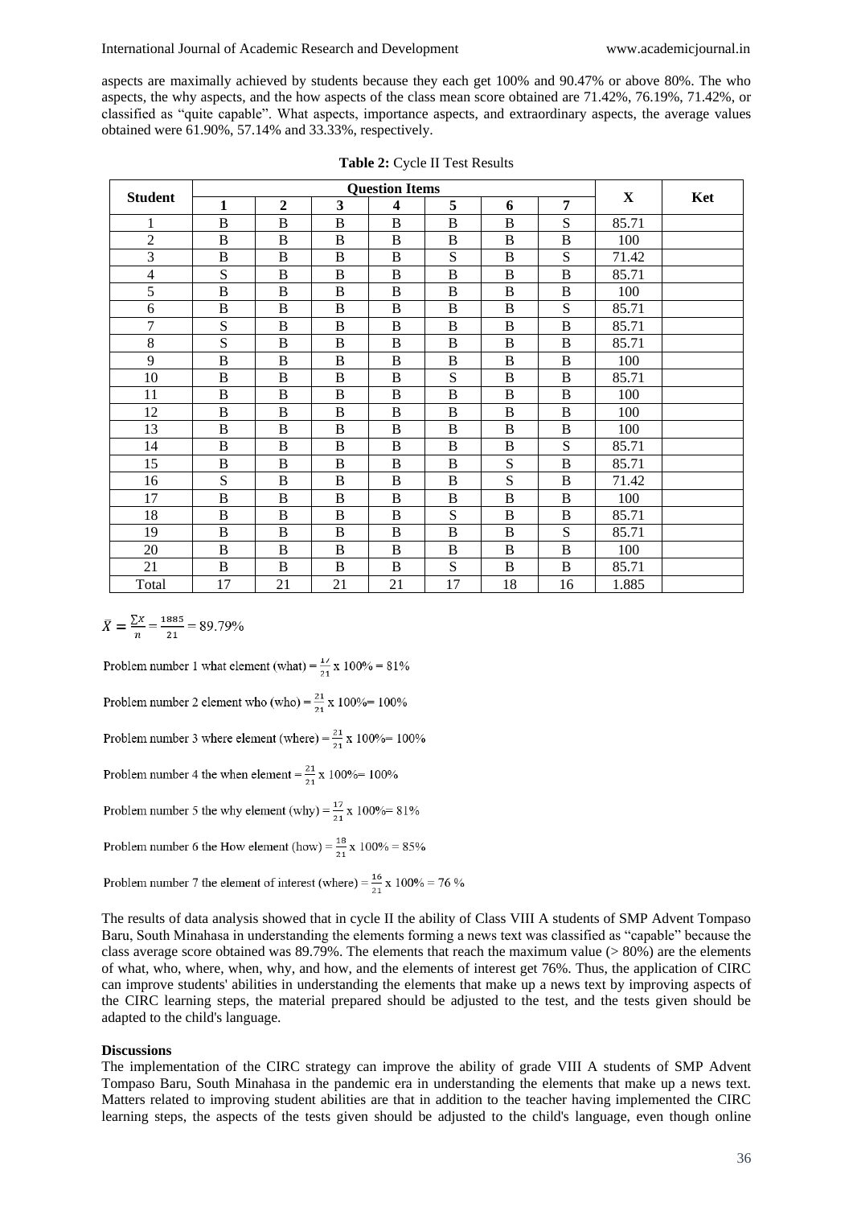aspects are maximally achieved by students because they each get 100% and 90.47% or above 80%. The who aspects, the why aspects, and the how aspects of the class mean score obtained are 71.42%, 76.19%, 71.42%, or classified as "quite capable". What aspects, importance aspects, and extraordinary aspects, the average values obtained were 61.90%, 57.14% and 33.33%, respectively.

**Table 2:** Cycle II Test Results

| Student | Question Items | | | | | | | X | Ket |
|---|---|---|---|---|---|---|---|---|---|
| | 1 | 2 | 3 | 4 | 5 | 6 | 7 | | |
| 1 | B | B | B | B | B | B | S | 85.71 | |
| 2 | B | B | B | B | B | B | B | 100 | |
| 3 | B | B | B | B | S | B | S | 71.42 | |
| 4 | S | B | B | B | B | B | B | 85.71 | |
| 5 | B | B | B | B | B | B | B | 100 | |
| 6 | B | B | B | B | B | B | S | 85.71 | |
| 7 | S | B | B | B | B | B | B | 85.71 | |
| 8 | S | B | B | B | B | B | B | 85.71 | |
| 9 | B | B | B | B | B | B | B | 100 | |
| 10 | B | B | B | B | S | B | B | 85.71 | |
| 11 | B | B | B | B | B | B | B | 100 | |
| 12 | B | B | B | B | B | B | B | 100 | |
| 13 | B | B | B | B | B | B | B | 100 | |
| 14 | B | B | B | B | B | B | S | 85.71 | |
| 15 | B | B | B | B | B | S | B | 85.71 | |
| 16 | S | B | B | B | B | S | B | 71.42 | |
| 17 | B | B | B | B | B | B | B | 100 | |
| 18 | B | B | B | B | S | B | B | 85.71 | |
| 19 | B | B | B | B | B | B | S | 85.71 | |
| 20 | B | B | B | B | B | B | B | 100 | |
| 21 | B | B | B | B | S | B | B | 85.71 | |
| Total | 17 | 21 | 21 | 21 | 17 | 18 | 16 | 1.885 | |

$\bar{X} = \frac{\sum x}{n} = \frac{1885}{21} = 89.79\%$

Problem number 1 what element (what) = $\frac{17}{21}$ x 100% = 81%

Problem number 2 element who (who) = $\frac{21}{21}$ x 100%= 100%

Problem number 3 where element (where) = $\frac{21}{21}$ x 100%= 100%

Problem number 4 the when element = $\frac{21}{21}$ x 100%= 100%

Problem number 5 the why element (why) = $\frac{17}{21}$ x 100%= 81%

Problem number 6 the How element (how) = $\frac{18}{21}$ x 100% = 85%

Problem number 7 the element of interest (where) = $\frac{16}{21}$ x 100% = 76 %

The results of data analysis showed that in cycle II the ability of Class VIII A students of SMP Advent Tompaso Baru, South Minahasa in understanding the elements forming a news text was classified as "capable" because the class average score obtained was 89.79%. The elements that reach the maximum value (> 80%) are the elements of what, who, where, when, why, and how, and the elements of interest get 76%. Thus, the application of CIRC can improve students' abilities in understanding the elements that make up a news text by improving aspects of the CIRC learning steps, the material prepared should be adjusted to the test, and the tests given should be adapted to the child's language.

**Discussions**

The implementation of the CIRC strategy can improve the ability of grade VIII A students of SMP Advent Tompaso Baru, South Minahasa in the pandemic era in understanding the elements that make up a news text. Matters related to improving student abilities are that in addition to the teacher having implemented the CIRC learning steps, the aspects of the tests given should be adjusted to the child's language, even though online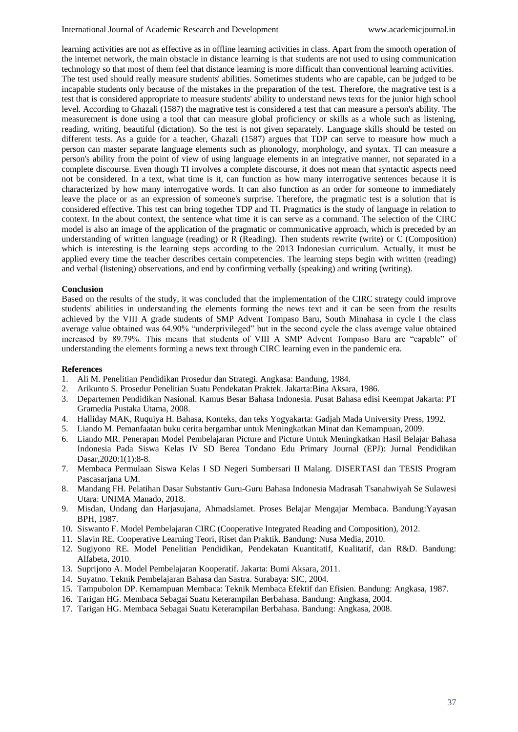learning activities are not as effective as in offline learning activities in class. Apart from the smooth operation of the internet network, the main obstacle in distance learning is that students are not used to using communication technology so that most of them feel that distance learning is more difficult than conventional learning activities.
The test used should really measure students' abilities. Sometimes students who are capable, can be judged to be incapable students only because of the mistakes in the preparation of the test. Therefore, the magrative test is a test that is considered appropriate to measure students' ability to understand news texts for the junior high school level. According to Ghazali (1587) the magrative test is considered a test that can measure a person's ability. The measurement is done using a tool that can measure global proficiency or skills as a whole such as listening, reading, writing, beautiful (dictation). So the test is not given separately. Language skills should be tested on different tests. As a guide for a teacher, Ghazali (1587) argues that TDP can serve to measure how much a person can master separate language elements such as phonology, morphology, and syntax. TI can measure a person's ability from the point of view of using language elements in an integrative manner, not separated in a complete discourse. Even though TI involves a complete discourse, it does not mean that syntactic aspects need not be considered. In a text, what time is it, can function as how many interrogative sentences because it is characterized by how many interrogative words. It can also function as an order for someone to immediately leave the place or as an expression of someone's surprise. Therefore, the pragmatic test is a solution that is considered effective. This test can bring together TDP and TI. Pragmatics is the study of language in relation to context. In the about context, the sentence what time it is can serve as a command. The selection of the CIRC model is also an image of the application of the pragmatic or communicative approach, which is preceded by an understanding of written language (reading) or R (Reading). Then students rewrite (write) or C (Composition) which is interesting is the learning steps according to the 2013 Indonesian curriculum. Actually, it must be applied every time the teacher describes certain competencies. The learning steps begin with written (reading) and verbal (listening) observations, and end by confirming verbally (speaking) and writing (writing).

**Conclusion**

Based on the results of the study, it was concluded that the implementation of the CIRC strategy could improve students' abilities in understanding the elements forming the news text and it can be seen from the results achieved by the VIII A grade students of SMP Advent Tompaso Baru, South Minahasa in cycle I the class average value obtained was 64.90% "underprivileged" but in the second cycle the class average value obtained increased by 89.79%. This means that students of VIII A SMP Advent Tompaso Baru are "capable" of understanding the elements forming a news text through CIRC learning even in the pandemic era.

**References**

1. Ali M. Penelitian Pendidikan Prosedur dan Strategi. Angkasa: Bandung, 1984.
2. Arikunto S. Prosedur Penelitian Suatu Pendekatan Praktek. Jakarta:Bina Aksara, 1986.
3. Departemen Pendidikan Nasional. Kamus Besar Bahasa Indonesia. Pusat Bahasa edisi Keempat Jakarta: PT Gramedia Pustaka Utama, 2008.
4. Halliday MAK, Ruquiya H. Bahasa, Konteks, dan teks Yogyakarta: Gadjah Mada University Press, 1992.
5. Liando M. Pemanfaatan buku cerita bergambar untuk Meningkatkan Minat dan Kemampuan, 2009.
6. Liando MR. Penerapan Model Pembelajaran Picture and Picture Untuk Meningkatkan Hasil Belajar Bahasa Indonesia Pada Siswa Kelas IV SD Berea Tondano Edu Primary Journal (EPJ): Jurnal Pendidikan Dasar,2020:1(1):8-8.
7. Membaca Permulaan Siswa Kelas I SD Negeri Sumbersari II Malang. DISERTASI dan TESIS Program Pascasarjana UM.
8. Mandang FH. Pelatihan Dasar Substantiv Guru-Guru Bahasa Indonesia Madrasah Tsanahwiyah Se Sulawesi Utara: UNIMA Manado, 2018.
9. Misdan, Undang dan Harjasujana, Ahmadslamet. Proses Belajar Mengajar Membaca. Bandung:Yayasan BPH, 1987.
10. Siswanto F. Model Pembelajaran CIRC (Cooperative Integrated Reading and Composition), 2012.
11. Slavin RE. Cooperative Learning Teori, Riset dan Praktik. Bandung: Nusa Media, 2010.
12. Sugiyono RE. Model Penelitian Pendidikan, Pendekatan Kuantitatif, Kualitatif, dan R&D. Bandung: Alfabeta, 2010.
13. Suprijono A. Model Pembelajaran Kooperatif. Jakarta: Bumi Aksara, 2011.
14. Suyatno. Teknik Pembelajaran Bahasa dan Sastra. Surabaya: SIC, 2004.
15. Tampubolon DP. Kemampuan Membaca: Teknik Membaca Efektif dan Efisien. Bandung: Angkasa, 1987.
16. Tarigan HG. Membaca Sebagai Suatu Keterampilan Berbahasa. Bandung: Angkasa, 2004.
17. Tarigan HG. Membaca Sebagai Suatu Keterampilan Berbahasa. Bandung: Angkasa, 2008.